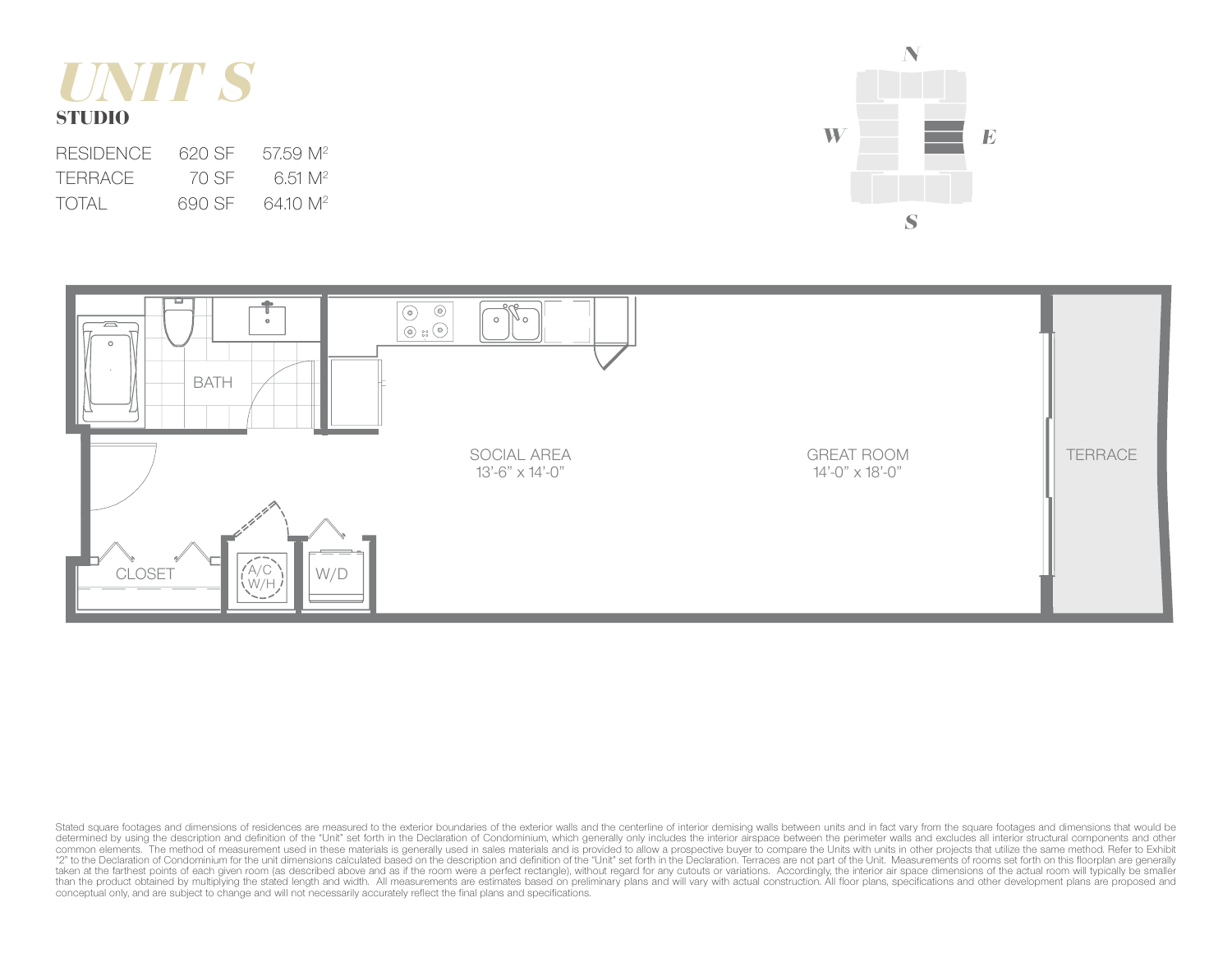# UNIT S

**STUDIO**

| | | |
|---|---|---|
| RESIDENCE | 620 SF | 57.59 $M^2$ |
| TERRACE | 70 SF | 6.51 $M^2$ |
| TOTAL | 690 SF | 64.10 $M^2$ |

N

W E

S

BATH

SOCIAL AREA
13'-6" x 14'-0"

GREAT ROOM
14'-0" x 18'-0"

TERRACE

CLOSET

A/C
W/H

W/D

Stated square footages and dimensions of residences are measured to the exterior boundaries of the exterior walls and the centerline of interior demising walls between units and in fact vary from the square footages and dimensions that would be determined by using the description and definition of the "Unit" set forth in the Declaration of Condominium, which generally only includes the interior airspace between the perimeter walls and excludes all interior structural components and other common elements. The method of measurement used in these materials is generally used in sales materials and is provided to allow a prospective buyer to compare the Units with units in other projects that utilize the same method. Refer to Exhibit "2" to the Declaration of Condominium for the unit dimensions calculated based on the description and definition of the "Unit" set forth in the Declaration. Terraces are not part of the Unit. Measurements of rooms set forth on this floorplan are generally taken at the farthest points of each given room (as described above and as if the room were a perfect rectangle), without regard for any cutouts or variations. Accordingly, the interior air space dimensions of the actual room will typically be smaller than the product obtained by multiplying the stated length and width. All measurements are estimates based on preliminary plans and will vary with actual construction. All floor plans, specifications and other development plans are proposed and conceptual only, and are subject to change and will not necessarily accurately reflect the final plans and specifications.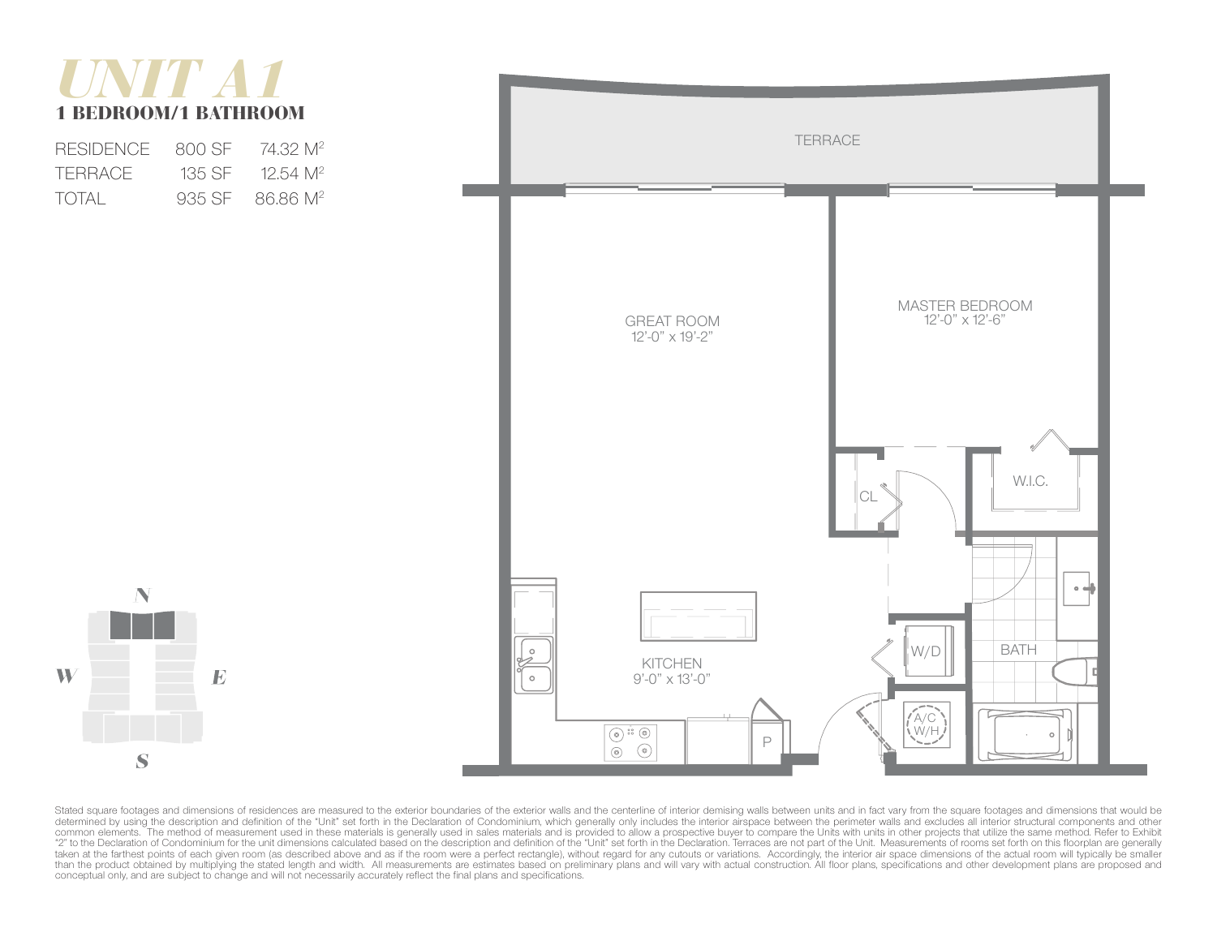# UNIT A1

## 1 BEDROOM/1 BATHROOM

| | | |
|---|---|---|
| RESIDENCE | 800 SF | 74.32 $M^2$ |
| TERRACE | 135 SF | 12.54 $M^2$ |
| TOTAL | 935 SF | 86.86 $M^2$ |

TERRACE

GREAT ROOM
12'-0" x 19'-2"

MASTER BEDROOM
12'-0" x 12'-6"

CL

W.I.C.

KITCHEN
9'-0" x 13'-0"

W/D

BATH

A/C W/H

P

N

W

E

S

Stated square footages and dimensions of residences are measured to the exterior boundaries of the exterior walls and the centerline of interior demising walls between units and in fact vary from the square footages and dimensions that would be determined by using the description and definition of the "Unit" set forth in the Declaration of Condominium, which generally only includes the interior airspace between the perimeter walls and excludes all interior structural components and other common elements. The method of measurement used in these materials is generally used in sales materials and is provided to allow a prospective buyer to compare the Units with units in other projects that utilize the same method. Refer to Exhibit "2" to the Declaration of Condominium for the unit dimensions calculated based on the description and definition of the "Unit" set forth in the Declaration. Terraces are not part of the Unit. Measurements of rooms set forth on this floorplan are generally taken at the farthest points of each given room (as described above and as if the room were a perfect rectangle), without regard for any cutouts or variations. Accordingly, the interior air space dimensions of the actual room will typically be smaller than the product obtained by multiplying the stated length and width. All measurements are estimates based on preliminary plans and will vary with actual construction. All floor plans, specifications and other development plans are proposed and conceptual only, and are subject to change and will not necessarily accurately reflect the final plans and specifications.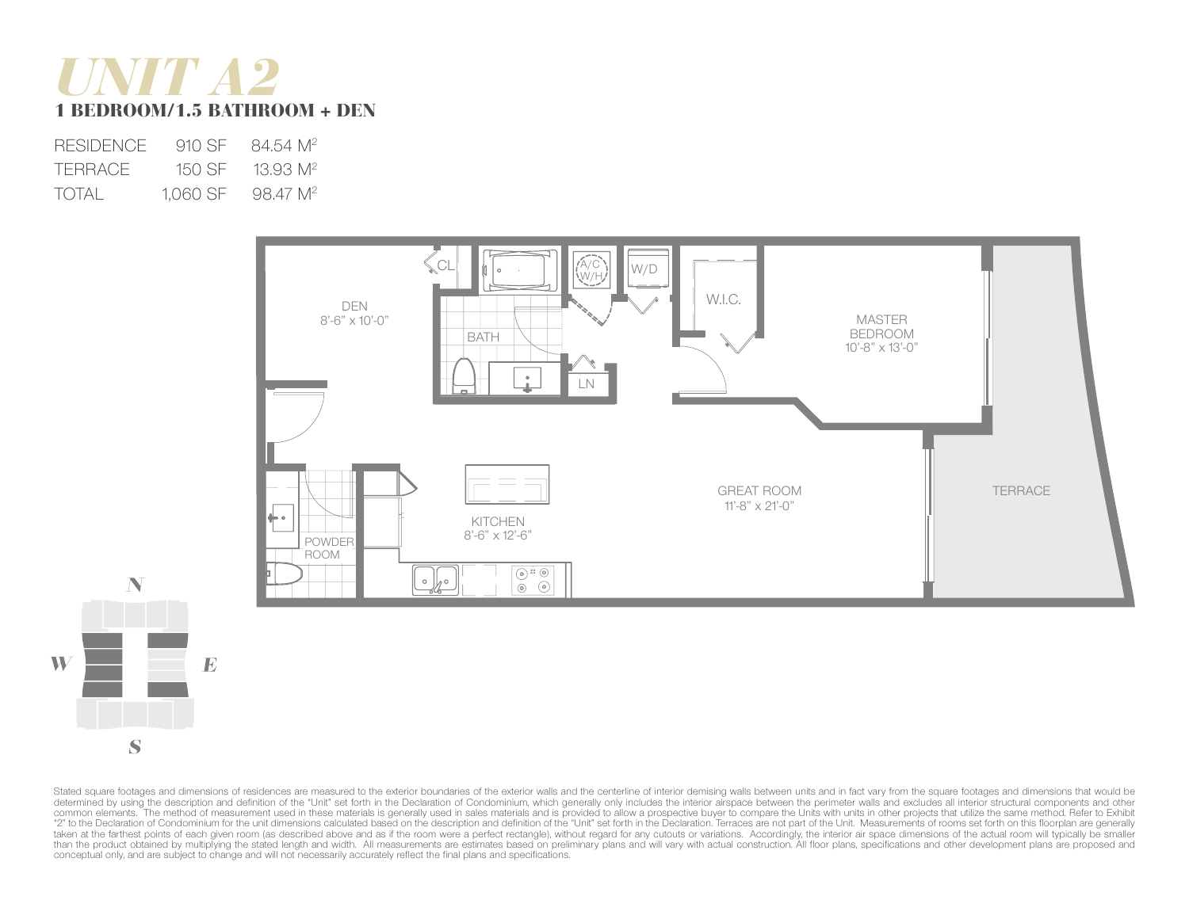# UNIT A2

## 1 BEDROOM/1.5 BATHROOM + DEN

| | | |
|---|---|---|
| RESIDENCE | 910 SF | 84.54 $M^2$ |
| TERRACE | 150 SF | 13.93 $M^2$ |
| TOTAL | 1,060 SF | 98.47 $M^2$ |

DEN
8'-6" x 10'-0"

CL

BATH

A/C W/H

W/D

W.I.C.

MASTER BEDROOM
10'-8" x 13'-0"

LN

GREAT ROOM
11'-8" x 21'-0"

TERRACE

KITCHEN
8'-6" x 12'-6"

POWDER ROOM

N

W

E

S

Stated square footages and dimensions of residences are measured to the exterior boundaries of the exterior walls and the centerline of interior demising walls between units and in fact vary from the square footages and dimensions that would be determined by using the description and definition of the "Unit" set forth in the Declaration of Condominium, which generally only includes the interior airspace between the perimeter walls and excludes all interior structural components and other common elements. The method of measurement used in these materials is generally used in sales materials and is provided to allow a prospective buyer to compare the Units with units in other projects that utilize the same method. Refer to Exhibit "2" to the Declaration of Condominium for the unit dimensions calculated based on the description and definition of the "Unit" set forth in the Declaration. Terraces are not part of the Unit. Measurements of rooms set forth on this floorplan are generally taken at the farthest points of each given room (as described above and as if the room were a perfect rectangle), without regard for any cutouts or variations. Accordingly, the interior air space dimensions of the actual room will typically be smaller than the product obtained by multiplying the stated length and width. All measurements are estimates based on preliminary plans and will vary with actual construction. All floor plans, specifications and other development plans are proposed and conceptual only, and are subject to change and will not necessarily accurately reflect the final plans and specifications.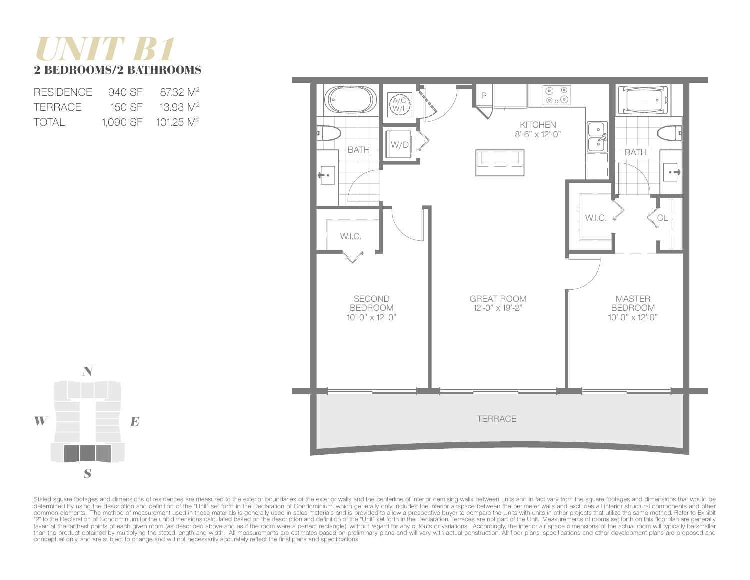# UNIT B1

## 2 BEDROOMS/2 BATHROOMS

| | | |
|---|---|---|
| RESIDENCE | 940 SF | 87.32 $M^2$ |
| TERRACE | 150 SF | 13.93 $M^2$ |
| TOTAL | 1,090 SF | 101.25 $M^2$ |

BATH

A/C W/H

W/D

P

KITCHEN 8'-6" x 12'-0"

BATH

W.I.C.

W.I.C.

CL

SECOND BEDROOM 10'-0" x 12'-0"

GREAT ROOM 12'-0" x 19'-2"

MASTER BEDROOM 10'-0" x 12'-0"

TERRACE

N

W

E

S

Stated square footages and dimensions of residences are measured to the exterior boundaries of the exterior walls and the centerline of interior demising walls between units and in fact vary from the square footages and dimensions that would be determined by using the description and definition of the "Unit" set forth in the Declaration of Condominium, which generally only includes the interior airspace between the perimeter walls and excludes all interior structural components and other common elements. The method of measurement used in these materials is generally used in sales materials and is provided to allow a prospective buyer to compare the Units with units in other projects that utilize the same method. Refer to Exhibit "2" to the Declaration of Condominium for the unit dimensions calculated based on the description and definition of the "Unit" set forth in the Declaration. Terraces are not part of the Unit. Measurements of rooms set forth on this floorplan are generally taken at the farthest points of each given room (as described above and as if the room were a perfect rectangle), without regard for any cutouts or variations. Accordingly, the interior air space dimensions of the actual room will typically be smaller than the product obtained by multiplying the stated length and width. All measurements are estimates based on preliminary plans and will vary with actual construction. All floor plans, specifications and other development plans are proposed and conceptual only, and are subject to change and will not necessarily accurately reflect the final plans and specifications.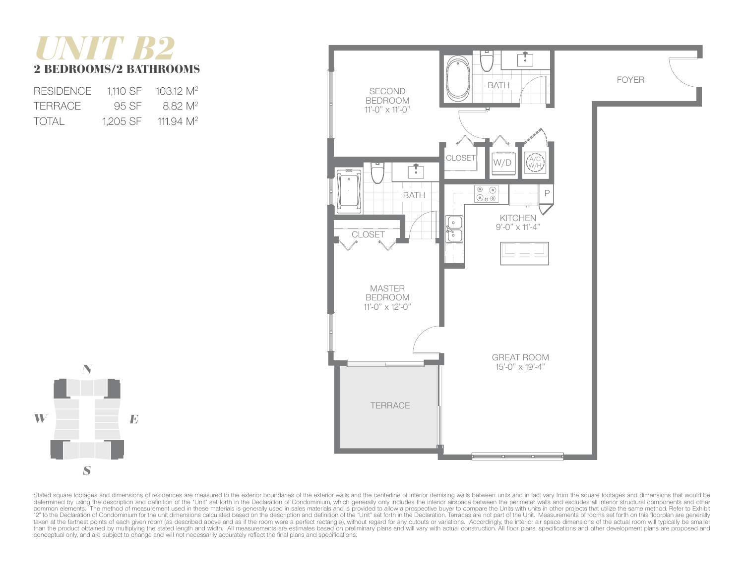# UNIT B2

## 2 BEDROOMS/2 BATHROOMS

| | | |
|---|---|---|
| RESIDENCE | 1,110 SF | 103.12 $M^2$ |
| TERRACE | 95 SF | 8.82 $M^2$ |
| TOTAL | 1,205 SF | 111.94 $M^2$ |

SECOND BEDROOM 11'-0" x 11'-0"

BATH

FOYER

CLOSET

W/D

A/C W/H

BATH

P

KITCHEN 9'-0" x 11'-4"

CLOSET

MASTER BEDROOM 11'-0" x 12'-0"

GREAT ROOM 15'-0" x 19'-4"

TERRACE

N

W

E

S

Stated square footages and dimensions of residences are measured to the exterior boundaries of the exterior walls and the centerline of interior demising walls between units and in fact vary from the square footages and dimensions that would be determined by using the description and definition of the "Unit" set forth in the Declaration of Condominium, which generally only includes the interior airspace between the perimeter walls and excludes all interior structural components and other common elements. The method of measurement used in these materials is generally used in sales materials and is provided to allow a prospective buyer to compare the Units with units in other projects that utilize the same method. Refer to Exhibit "2" to the Declaration of Condominium for the unit dimensions calculated based on the description and definition of the "Unit" set forth in the Declaration. Terraces are not part of the Unit. Measurements of rooms set forth on this floorplan are generally taken at the farthest points of each given room (as described above and as if the room were a perfect rectangle), without regard for any cutouts or variations. Accordingly, the interior air space dimensions of the actual room will typically be smaller than the product obtained by multiplying the stated length and width. All measurements are estimates based on preliminary plans and will vary with actual construction. All floor plans, specifications and other development plans are proposed and conceptual only, and are subject to change and will not necessarily accurately reflect the final plans and specifications.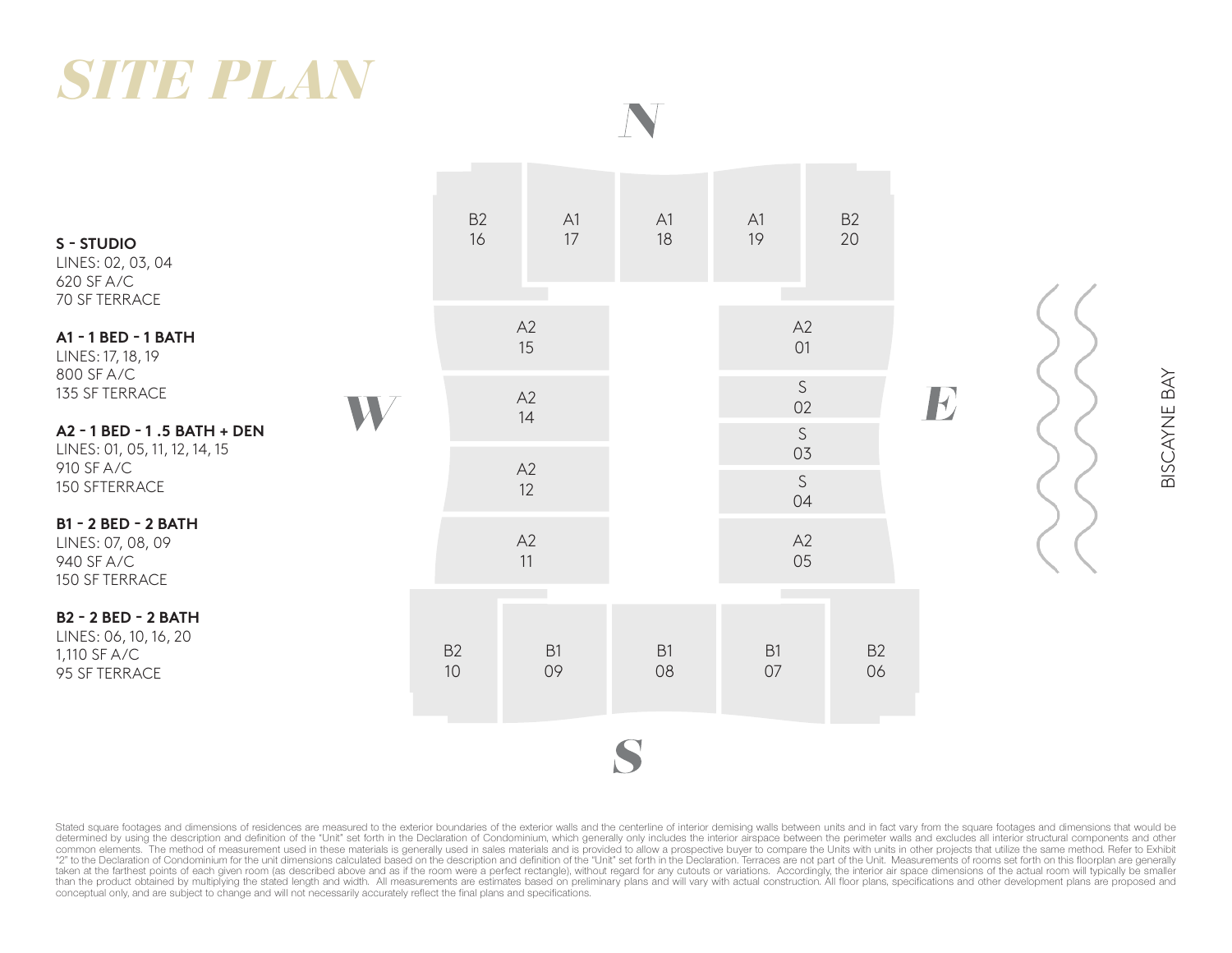# SITE PLAN

**S - STUDIO**
LINES: 02, 03, 04
620 SF A/C
70 SF TERRACE

**A1 - 1 BED - 1 BATH**
LINES: 17, 18, 19
800 SF A/C
135 SF TERRACE

**A2 - 1 BED - 1 .5 BATH + DEN**
LINES: 01, 05, 11, 12, 14, 15
910 SF A/C
150 SFTERRACE

**B1 - 2 BED - 2 BATH**
LINES: 07, 08, 09
940 SF A/C
150 SF TERRACE

**B2 - 2 BED - 2 BATH**
LINES: 06, 10, 16, 20
1,110 SF A/C
95 SF TERRACE

N

W

E

S

B2 16
A1 17
A1 18
A1 19
B2 20
A2 15
A2 01
A2 14
S 02
S 03
A2 12
S 04
A2 11
A2 05
B2 10
B1 09
B1 08
B1 07
B2 06

BISCAYNE BAY

Stated square footages and dimensions of residences are measured to the exterior boundaries of the exterior walls and the centerline of interior demising walls between units and in fact vary from the square footages and dimensions that would be determined by using the description and definition of the "Unit" set forth in the Declaration of Condominium, which generally only includes the interior airspace between the perimeter walls and excludes all interior structural components and other common elements. The method of measurement used in these materials is generally used in sales materials and is provided to allow a prospective buyer to compare the Units with units in other projects that utilize the same method. Refer to Exhibit "2" to the Declaration of Condominium for the unit dimensions calculated based on the description and definition of the "Unit" set forth in the Declaration. Terraces are not part of the Unit. Measurements of rooms set forth on this floorplan are generally taken at the farthest points of each given room (as described above and as if the room were a perfect rectangle), without regard for any cutouts or variations. Accordingly, the interior air space dimensions of the actual room will typically be smaller than the product obtained by multiplying the stated length and width. All measurements are estimates based on preliminary plans and will vary with actual construction. All floor plans, specifications and other development plans are proposed and conceptual only, and are subject to change and will not necessarily accurately reflect the final plans and specifications.